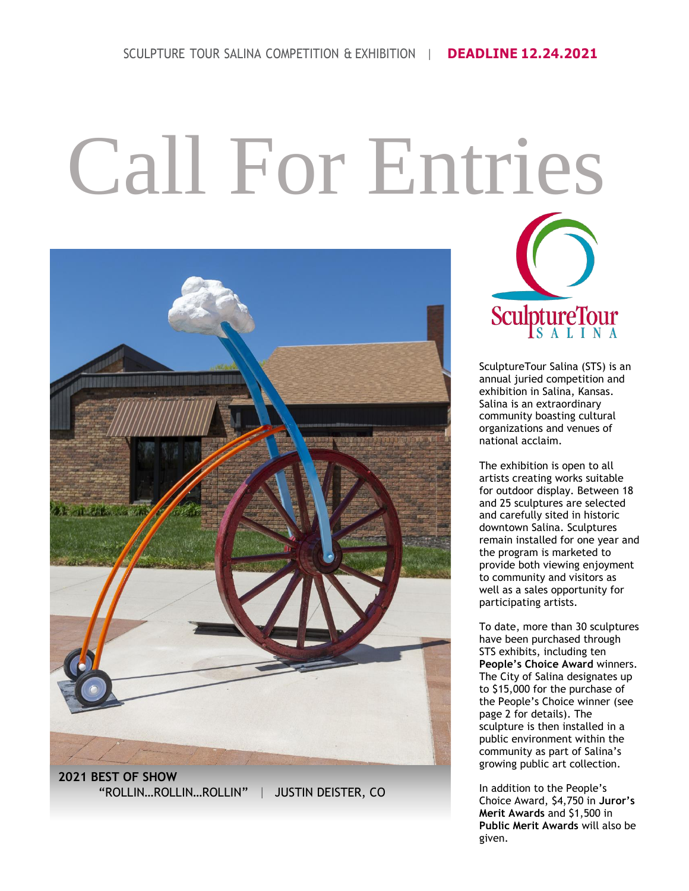SCULPTURE TOUR SALINA COMPETITION & EXHIBITION | **DEADLINE 12.24.2021**

# Call For Entries

**2021 BEST OF SHOW**
"ROLLIN…ROLLIN…ROLLIN" | JUSTIN DEISTER, CO

SculptureTour SALINA

SculptureTour Salina (STS) is an annual juried competition and exhibition in Salina, Kansas. Salina is an extraordinary community boasting cultural organizations and venues of national acclaim.

The exhibition is open to all artists creating works suitable for outdoor display. Between 18 and 25 sculptures are selected and carefully sited in historic downtown Salina. Sculptures remain installed for one year and the program is marketed to provide both viewing enjoyment to community and visitors as well as a sales opportunity for participating artists.

To date, more than 30 sculptures have been purchased through STS exhibits, including ten **People's Choice Award** winners. The City of Salina designates up to $15,000 for the purchase of the People's Choice winner (see page 2 for details). The sculpture is then installed in a public environment within the community as part of Salina's growing public art collection.

In addition to the People's Choice Award, $4,750 in **Juror's Merit Awards** and $1,500 in **Public Merit Awards** will also be given.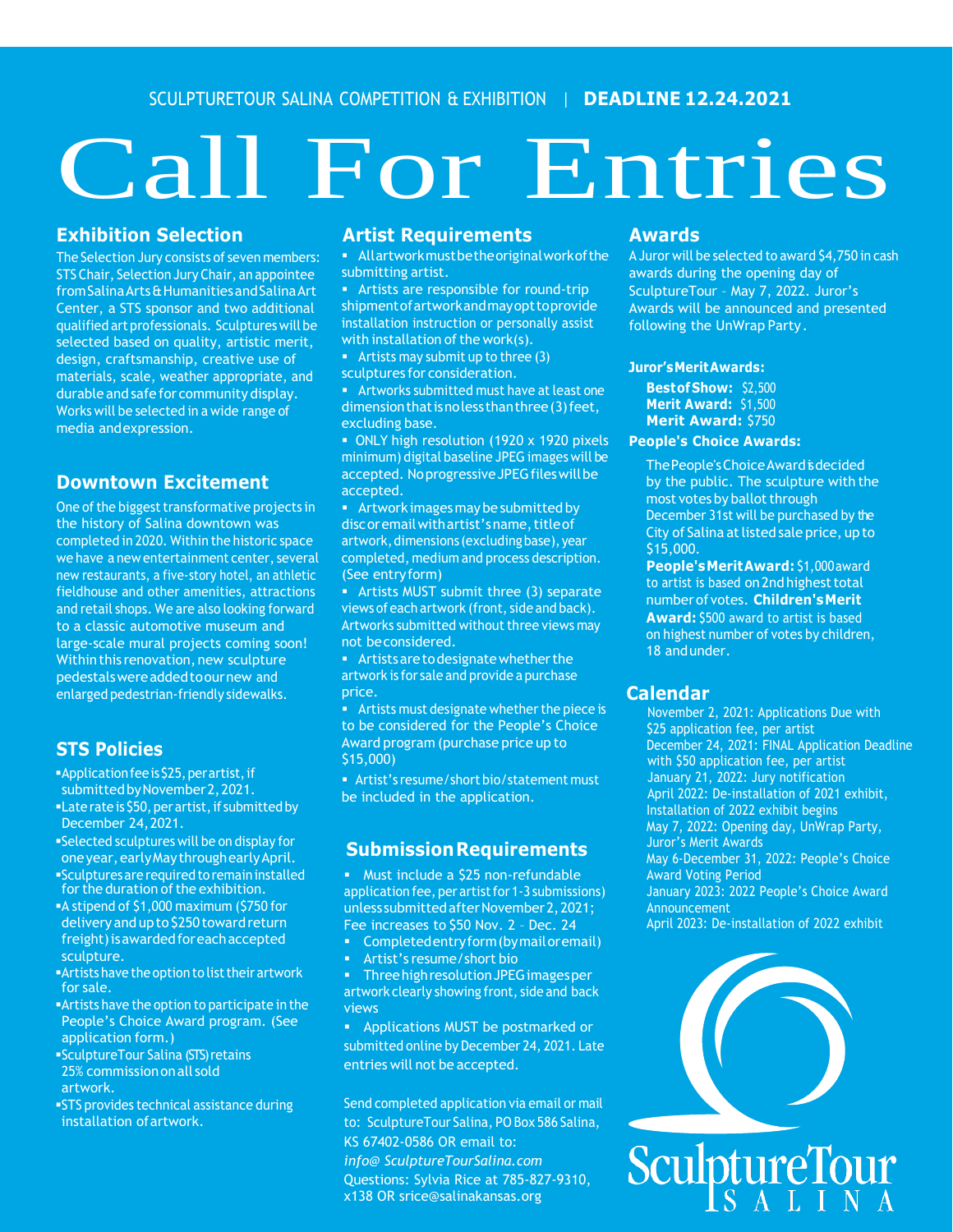SCULPTURETOUR SALINA COMPETITION & EXHIBITION | **DEADLINE 12.24.2021**

# Call For Entries

## Exhibition Selection

The Selection Jury consists of seven members: STS Chair, Selection Jury Chair, an appointee from Salina Arts & Humanities and Salina Art Center, a STS sponsor and two additional qualified art professionals. Sculptures will be selected based on quality, artistic merit, design, craftsmanship, creative use of materials, scale, weather appropriate, and durable and safe for community display. Works will be selected in a wide range of media and expression.

## Downtown Excitement

One of the biggest transformative projects in the history of Salina downtown was completed in 2020. Within the historic space we have a new entertainment center, several new restaurants, a five-story hotel, an athletic fieldhouse and other amenities, attractions and retail shops. We are also looking forward to a classic automotive museum and large-scale mural projects coming soon! Within this renovation, new sculpture pedestals were added to our new and enlarged pedestrian-friendly sidewalks.

## STS Policies

- Application fee is $25, per artist, if submitted by November 2, 2021.
- Late rate is $50, per artist, if submitted by December 24, 2021.
- Selected sculptures will be on display for one year, early May through early April.
- Sculptures are required to remain installed for the duration of the exhibition.
- A stipend of $1,000 maximum ($750 for delivery and up to $250 toward return freight) is awarded for each accepted sculpture.
- Artists have the option to list their artwork for sale.
- Artists have the option to participate in the People's Choice Award program. (See application form.)
- SculptureTour Salina (STS) retains 25% commission on all sold artwork.
- STS provides technical assistance during installation of artwork.

## Artist Requirements

- All artwork must be the original work of the submitting artist.
- Artists are responsible for round-trip shipment of artwork and may opt to provide installation instruction or personally assist with installation of the work(s).
- Artists may submit up to three (3) sculptures for consideration.
- Artworks submitted must have at least one dimension that is no less than three (3) feet, excluding base.
- ONLY high resolution (1920 x 1920 pixels minimum) digital baseline JPEG images will be accepted. No progressive JPEG files will be accepted.
- Artwork images may be submitted by disc or email with artist's name, title of artwork, dimensions (excluding base), year completed, medium and process description. (See entry form)
- Artists MUST submit three (3) separate views of each artwork (front, side and back). Artworks submitted without three views may not be considered.
- Artists are to designate whether the artwork is for sale and provide a purchase price.
- Artists must designate whether the piece is to be considered for the People's Choice Award program (purchase price up to $15,000)
- Artist's resume/short bio/statement must be included in the application.

## Submission Requirements

- Must include a $25 non-refundable application fee, per artist for 1-3 submissions) unless submitted after November 2, 2021; Fee increases to $50 Nov. 2 – Dec. 24
- Completed entry form (by mail or email)
- Artist's resume/short bio
- Three high resolution JPEG images per artwork clearly showing front, side and back views
- Applications MUST be postmarked or submitted online by December 24, 2021. Late entries will not be accepted.

Send completed application via email or mail to: SculptureTour Salina, PO Box 586 Salina, KS 67402-0586 OR email to: *info@ SculptureTourSalina.com*
Questions: Sylvia Rice at 785-827-9310, x138 OR srice@salinakansas.org

## Awards

A Juror will be selected to award $4,750 in cash awards during the opening day of SculptureTour – May 7, 2022. Juror's Awards will be announced and presented following the UnWrap Party.

**Juror's Merit Awards:**

**Best of Show:** $2,500
**Merit Award:** $1,500
**Merit Award:** $750

**People's Choice Awards:**

The People's Choice Award is decided by the public. The sculpture with the most votes by ballot through December 31st will be purchased by the City of Salina at listed sale price, up to $15,000.
**People's Merit Award:** $1,000 award to artist is based on 2nd highest total number of votes. **Children's Merit Award:** $500 award to artist is based on highest number of votes by children, 18 and under.

## Calendar

November 2, 2021: Applications Due with $25 application fee, per artist
December 24, 2021: FINAL Application Deadline with $50 application fee, per artist
January 21, 2022: Jury notification
April 2022: De-installation of 2021 exhibit, Installation of 2022 exhibit begins
May 7, 2022: Opening day, UnWrap Party, Juror's Merit Awards
May 6-December 31, 2022: People's Choice Award Voting Period
January 2023: 2022 People's Choice Award Announcement
April 2023: De-installation of 2022 exhibit

SculptureTour SALINA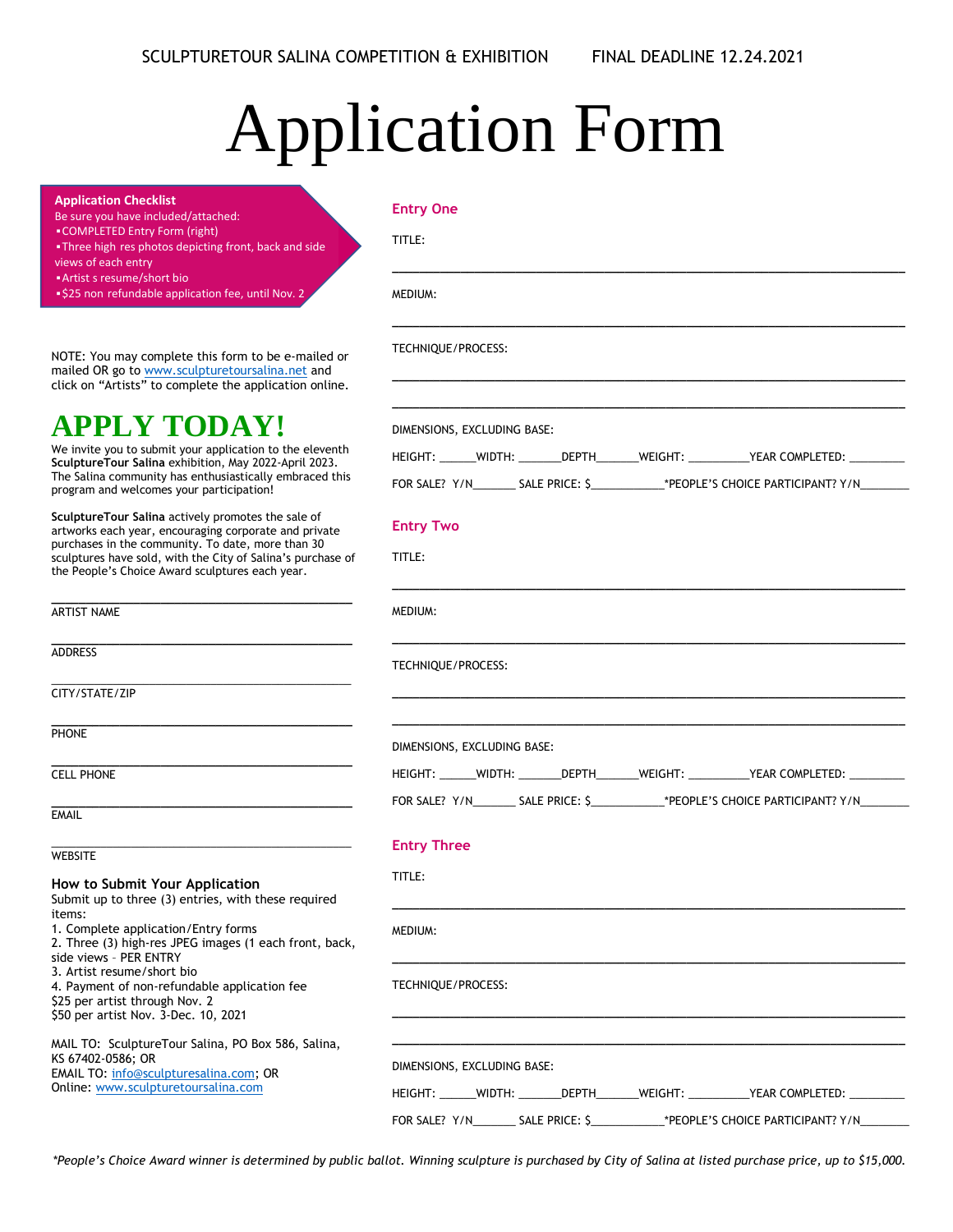SCULPTURETOUR SALINA COMPETITION & EXHIBITION FINAL DEADLINE 12.24.2021

# Application Form

**Application Checklist**
Be sure you have included/attached:
- COMPLETED Entry Form (right)
- Three high res photos depicting front, back and side views of each entry
- Artist s resume/short bio
- $25 non refundable application fee, until Nov. 2

NOTE: You may complete this form to be e-mailed or mailed OR go to www.sculpturetoursalina.net and click on “Artists” to complete the application online.

## APPLY TODAY!

We invite you to submit your application to the eleventh **SculptureTour Salina** exhibition, May 2022-April 2023. The Salina community has enthusiastically embraced this program and welcomes your participation!

**SculptureTour Salina** actively promotes the sale of artworks each year, encouraging corporate and private purchases in the community. To date, more than 30 sculptures have sold, with the City of Salina’s purchase of the People’s Choice Award sculptures each year.

______________________________
ARTIST NAME

______________________________
ADDRESS

______________________________
CITY/STATE/ZIP

______________________________
PHONE

______________________________
CELL PHONE

______________________________
EMAIL

______________________________
WEBSITE

### How to Submit Your Application

Submit up to three (3) entries, with these required items:
1. Complete application/Entry forms
2. Three (3) high-res JPEG images (1 each front, back, side views – PER ENTRY
3. Artist resume/short bio
4. Payment of non-refundable application fee
$25 per artist through Nov. 2
$50 per artist Nov. 3-Dec. 10, 2021

MAIL TO: SculptureTour Salina, PO Box 586, Salina, KS 67402-0586; OR
EMAIL TO: info@sculpturesalina.com; OR
Online: www.sculpturetoursalina.com

### Entry One

TITLE:

______________________________

MEDIUM:

______________________________

TECHNIQUE/PROCESS:

______________________________

______________________________

DIMENSIONS, EXCLUDING BASE:

HEIGHT: ______WIDTH: _______DEPTH_______WEIGHT: __________YEAR COMPLETED: _________

FOR SALE? Y/N_______ SALE PRICE: $____________*PEOPLE’S CHOICE PARTICIPANT? Y/N________

### Entry Two

TITLE:

______________________________

MEDIUM:

______________________________

TECHNIQUE/PROCESS:

______________________________

______________________________

DIMENSIONS, EXCLUDING BASE:

HEIGHT: ______WIDTH: _______DEPTH_______WEIGHT: __________YEAR COMPLETED: _________

FOR SALE? Y/N_______ SALE PRICE: $____________*PEOPLE’S CHOICE PARTICIPANT? Y/N________

### Entry Three

TITLE:

______________________________

MEDIUM:

______________________________

TECHNIQUE/PROCESS:

______________________________

______________________________

DIMENSIONS, EXCLUDING BASE:

HEIGHT: ______WIDTH: _______DEPTH_______WEIGHT: __________YEAR COMPLETED: _________

FOR SALE? Y/N_______ SALE PRICE: $____________*PEOPLE’S CHOICE PARTICIPANT? Y/N________

*\*People’s Choice Award winner is determined by public ballot. Winning sculpture is purchased by City of Salina at listed purchase price, up to $15,000.*